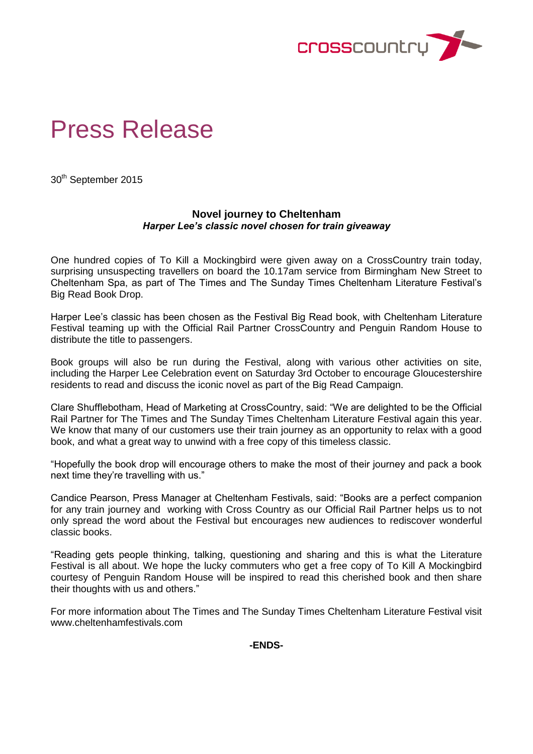# Press Release

30th September 2015

**Novel journey to Cheltenham**
***Harper Lee's classic novel chosen for train giveaway***

One hundred copies of To Kill a Mockingbird were given away on a CrossCountry train today, surprising unsuspecting travellers on board the 10.17am service from Birmingham New Street to Cheltenham Spa, as part of The Times and The Sunday Times Cheltenham Literature Festival's Big Read Book Drop.

Harper Lee's classic has been chosen as the Festival Big Read book, with Cheltenham Literature Festival teaming up with the Official Rail Partner CrossCountry and Penguin Random House to distribute the title to passengers.

Book groups will also be run during the Festival, along with various other activities on site, including the Harper Lee Celebration event on Saturday 3rd October to encourage Gloucestershire residents to read and discuss the iconic novel as part of the Big Read Campaign.

Clare Shufflebotham, Head of Marketing at CrossCountry, said: "We are delighted to be the Official Rail Partner for The Times and The Sunday Times Cheltenham Literature Festival again this year. We know that many of our customers use their train journey as an opportunity to relax with a good book, and what a great way to unwind with a free copy of this timeless classic.

"Hopefully the book drop will encourage others to make the most of their journey and pack a book next time they're travelling with us."

Candice Pearson, Press Manager at Cheltenham Festivals, said: "Books are a perfect companion for any train journey and working with Cross Country as our Official Rail Partner helps us to not only spread the word about the Festival but encourages new audiences to rediscover wonderful classic books.

"Reading gets people thinking, talking, questioning and sharing and this is what the Literature Festival is all about. We hope the lucky commuters who get a free copy of To Kill A Mockingbird courtesy of Penguin Random House will be inspired to read this cherished book and then share their thoughts with us and others."

For more information about The Times and The Sunday Times Cheltenham Literature Festival visit www.cheltenhamfestivals.com

**-ENDS-**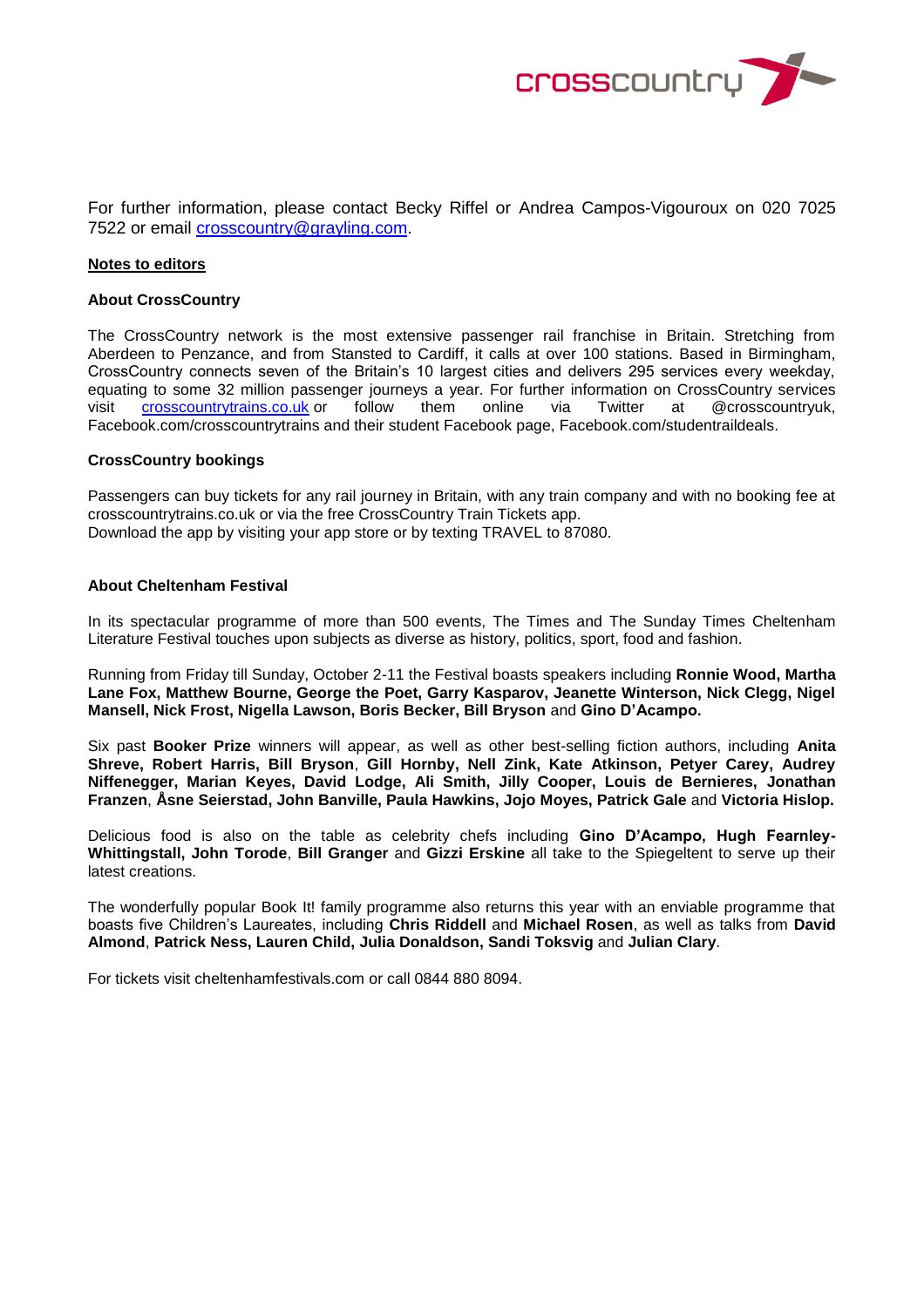For further information, please contact Becky Riffel or Andrea Campos-Vigouroux on 020 7025 7522 or email crosscountry@grayling.com.

**Notes to editors**

**About CrossCountry**

The CrossCountry network is the most extensive passenger rail franchise in Britain. Stretching from Aberdeen to Penzance, and from Stansted to Cardiff, it calls at over 100 stations. Based in Birmingham, CrossCountry connects seven of the Britain's 10 largest cities and delivers 295 services every weekday, equating to some 32 million passenger journeys a year. For further information on CrossCountry services visit crosscountrytrains.co.uk or follow them online via Twitter at @crosscountryuk, Facebook.com/crosscountrytrains and their student Facebook page, Facebook.com/studentraildeals.

**CrossCountry bookings**

Passengers can buy tickets for any rail journey in Britain, with any train company and with no booking fee at crosscountrytrains.co.uk or via the free CrossCountry Train Tickets app.
Download the app by visiting your app store or by texting TRAVEL to 87080.

**About Cheltenham Festival**

In its spectacular programme of more than 500 events, The Times and The Sunday Times Cheltenham Literature Festival touches upon subjects as diverse as history, politics, sport, food and fashion.

Running from Friday till Sunday, October 2-11 the Festival boasts speakers including **Ronnie Wood, Martha Lane Fox, Matthew Bourne, George the Poet, Garry Kasparov, Jeanette Winterson, Nick Clegg, Nigel Mansell, Nick Frost, Nigella Lawson, Boris Becker, Bill Bryson** and **Gino D'Acampo.**

Six past **Booker Prize** winners will appear, as well as other best-selling fiction authors, including **Anita Shreve, Robert Harris, Bill Bryson**, **Gill Hornby, Nell Zink, Kate Atkinson, Petyer Carey, Audrey Niffenegger, Marian Keyes, David Lodge, Ali Smith, Jilly Cooper, Louis de Bernieres, Jonathan Franzen**, **Åsne Seierstad, John Banville, Paula Hawkins, Jojo Moyes, Patrick Gale** and **Victoria Hislop.**

Delicious food is also on the table as celebrity chefs including **Gino D'Acampo, Hugh Fearnley-Whittingstall, John Torode**, **Bill Granger** and **Gizzi Erskine** all take to the Spiegeltent to serve up their latest creations.

The wonderfully popular Book It! family programme also returns this year with an enviable programme that boasts five Children's Laureates, including **Chris Riddell** and **Michael Rosen**, as well as talks from **David Almond**, **Patrick Ness, Lauren Child, Julia Donaldson, Sandi Toksvig** and **Julian Clary**.

For tickets visit cheltenhamfestivals.com or call 0844 880 8094.